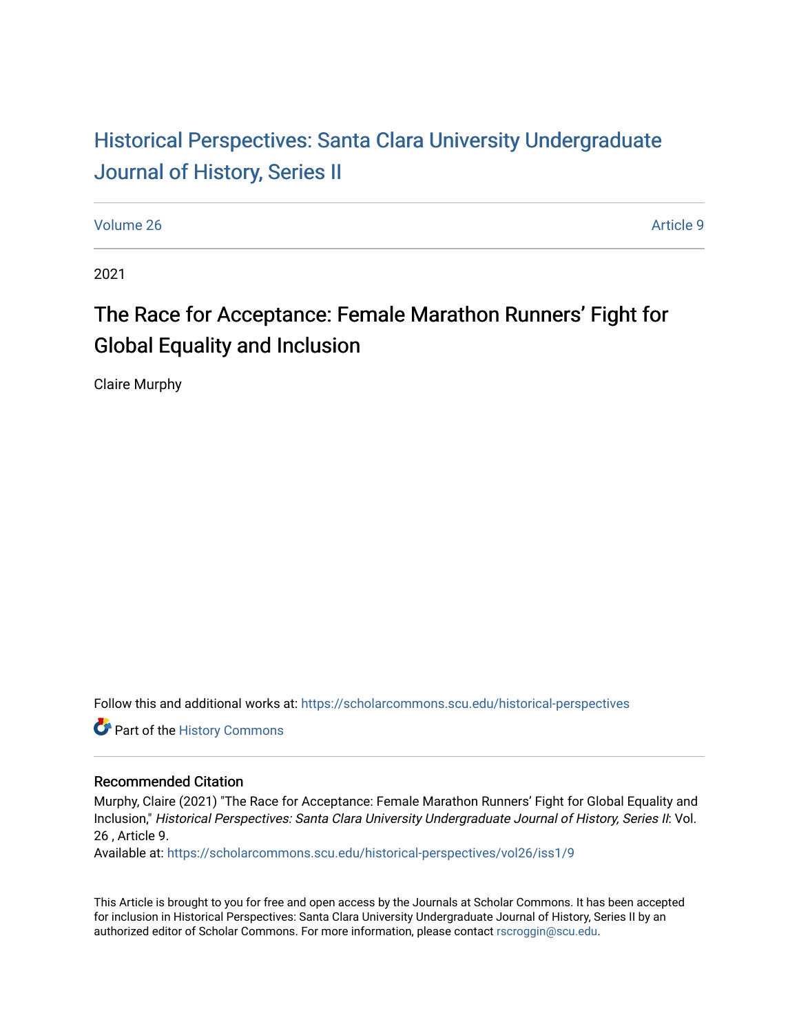# Historical Perspectives: Santa Clara University Undergraduate Journal of History, Series II

Volume 26 Article 9

2021

## The Race for Acceptance: Female Marathon Runners' Fight for Global Equality and Inclusion

Claire Murphy

Follow this and additional works at: https://scholarcommons.scu.edu/historical-perspectives

Part of the History Commons

### Recommended Citation

Murphy, Claire (2021) "The Race for Acceptance: Female Marathon Runners' Fight for Global Equality and Inclusion," *Historical Perspectives: Santa Clara University Undergraduate Journal of History, Series II*: Vol. 26 , Article 9.

Available at: https://scholarcommons.scu.edu/historical-perspectives/vol26/iss1/9

This Article is brought to you for free and open access by the Journals at Scholar Commons. It has been accepted for inclusion in Historical Perspectives: Santa Clara University Undergraduate Journal of History, Series II by an authorized editor of Scholar Commons. For more information, please contact rscroggin@scu.edu.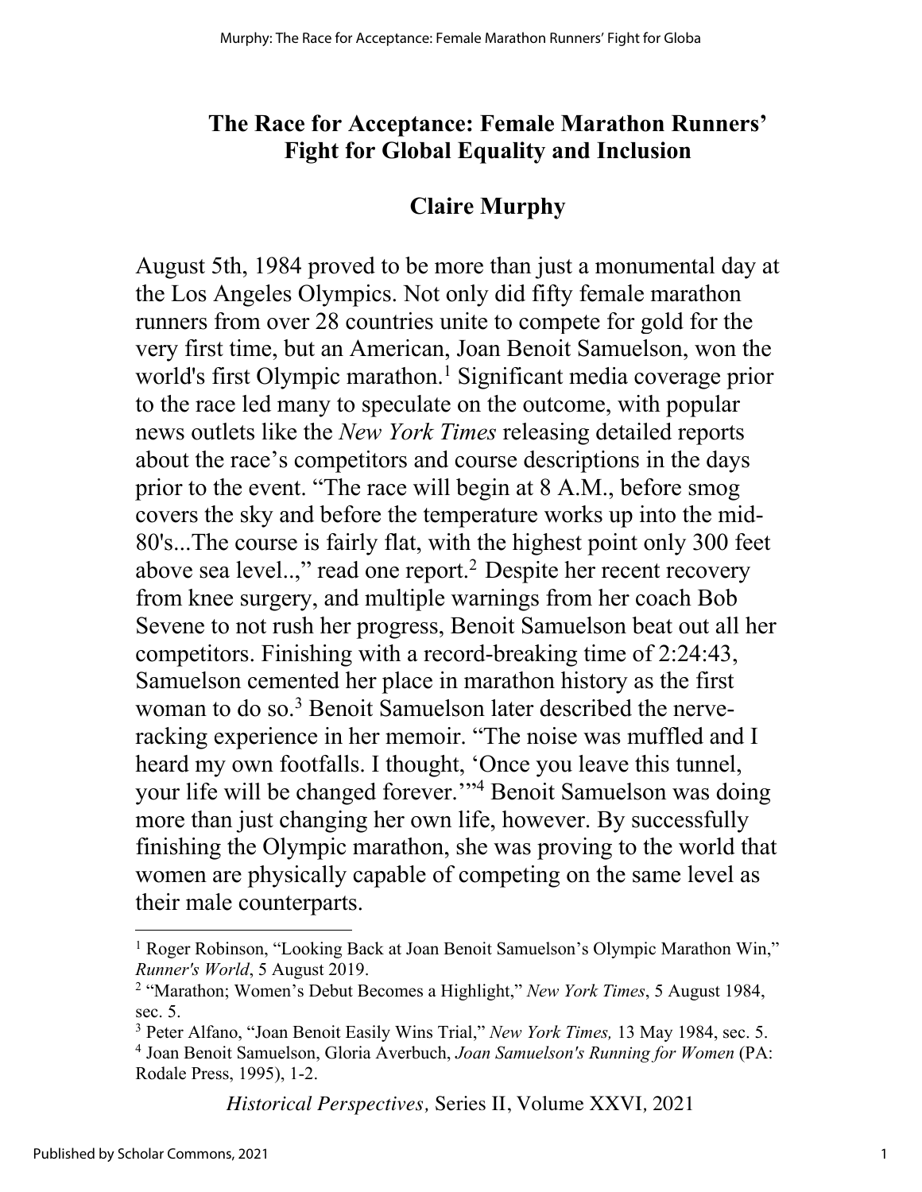# The Race for Acceptance: Female Marathon Runners' Fight for Global Equality and Inclusion

## Claire Murphy

August 5th, 1984 proved to be more than just a monumental day at the Los Angeles Olympics. Not only did fifty female marathon runners from over 28 countries unite to compete for gold for the very first time, but an American, Joan Benoit Samuelson, won the world's first Olympic marathon.[1] Significant media coverage prior to the race led many to speculate on the outcome, with popular news outlets like the *New York Times* releasing detailed reports about the race's competitors and course descriptions in the days prior to the event. "The race will begin at 8 A.M., before smog covers the sky and before the temperature works up into the mid-80's...The course is fairly flat, with the highest point only 300 feet above sea level..," read one report.[2] Despite her recent recovery from knee surgery, and multiple warnings from her coach Bob Sevene to not rush her progress, Benoit Samuelson beat out all her competitors. Finishing with a record-breaking time of 2:24:43, Samuelson cemented her place in marathon history as the first woman to do so.[3] Benoit Samuelson later described the nerve-racking experience in her memoir. "The noise was muffled and I heard my own footfalls. I thought, 'Once you leave this tunnel, your life will be changed forever.'"[4] Benoit Samuelson was doing more than just changing her own life, however. By successfully finishing the Olympic marathon, she was proving to the world that women are physically capable of competing on the same level as their male counterparts.

---

[1] Roger Robinson, "Looking Back at Joan Benoit Samuelson's Olympic Marathon Win," *Runner's World*, 5 August 2019.

[2] "Marathon; Women's Debut Becomes a Highlight," *New York Times*, 5 August 1984, sec. 5.

[3] Peter Alfano, "Joan Benoit Easily Wins Trial," *New York Times,* 13 May 1984, sec. 5.

[4] Joan Benoit Samuelson, Gloria Averbuch, *Joan Samuelson's Running for Women* (PA: Rodale Press, 1995), 1-2.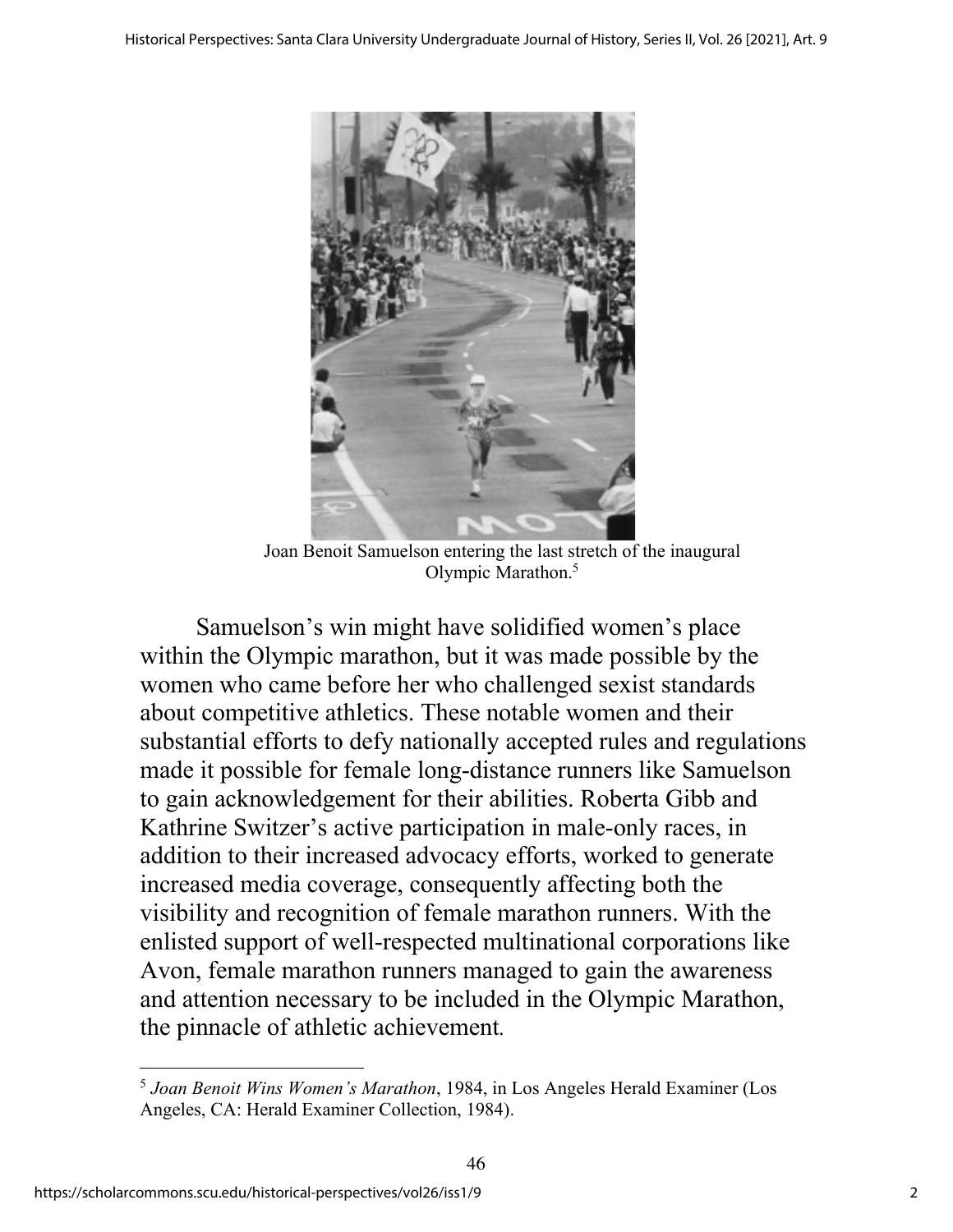Joan Benoit Samuelson entering the last stretch of the inaugural Olympic Marathon.[5]

Samuelson's win might have solidified women's place within the Olympic marathon, but it was made possible by the women who came before her who challenged sexist standards about competitive athletics. These notable women and their substantial efforts to defy nationally accepted rules and regulations made it possible for female long-distance runners like Samuelson to gain acknowledgement for their abilities. Roberta Gibb and Kathrine Switzer's active participation in male-only races, in addition to their increased advocacy efforts, worked to generate increased media coverage, consequently affecting both the visibility and recognition of female marathon runners. With the enlisted support of well-respected multinational corporations like Avon, female marathon runners managed to gain the awareness and attention necessary to be included in the Olympic Marathon, the pinnacle of athletic achievement.

[5] *Joan Benoit Wins Women's Marathon*, 1984, in Los Angeles Herald Examiner (Los Angeles, CA: Herald Examiner Collection, 1984).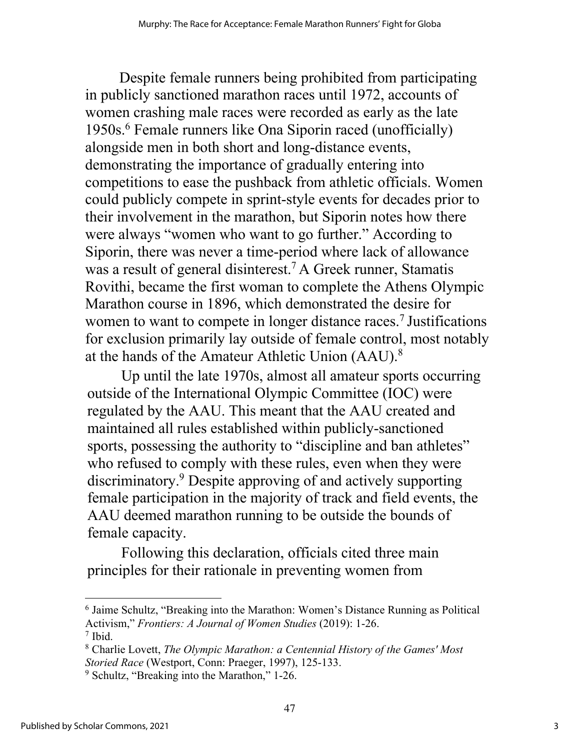Despite female runners being prohibited from participating in publicly sanctioned marathon races until 1972, accounts of women crashing male races were recorded as early as the late 1950s.[6] Female runners like Ona Siporin raced (unofficially) alongside men in both short and long-distance events, demonstrating the importance of gradually entering into competitions to ease the pushback from athletic officials. Women could publicly compete in sprint-style events for decades prior to their involvement in the marathon, but Siporin notes how there were always "women who want to go further." According to Siporin, there was never a time-period where lack of allowance was a result of general disinterest.[7] A Greek runner, Stamatis Rovithi, became the first woman to complete the Athens Olympic Marathon course in 1896, which demonstrated the desire for women to want to compete in longer distance races.[7] Justifications for exclusion primarily lay outside of female control, most notably at the hands of the Amateur Athletic Union (AAU).[8]

Up until the late 1970s, almost all amateur sports occurring outside of the International Olympic Committee (IOC) were regulated by the AAU. This meant that the AAU created and maintained all rules established within publicly-sanctioned sports, possessing the authority to "discipline and ban athletes" who refused to comply with these rules, even when they were discriminatory.[9] Despite approving of and actively supporting female participation in the majority of track and field events, the AAU deemed marathon running to be outside the bounds of female capacity.

Following this declaration, officials cited three main principles for their rationale in preventing women from

---

[6] Jaime Schultz, "Breaking into the Marathon: Women's Distance Running as Political Activism," *Frontiers: A Journal of Women Studies* (2019): 1-26.

[7] Ibid.

[8] Charlie Lovett, *The Olympic Marathon: a Centennial History of the Games' Most Storied Race* (Westport, Conn: Praeger, 1997), 125-133.

[9] Schultz, "Breaking into the Marathon," 1-26.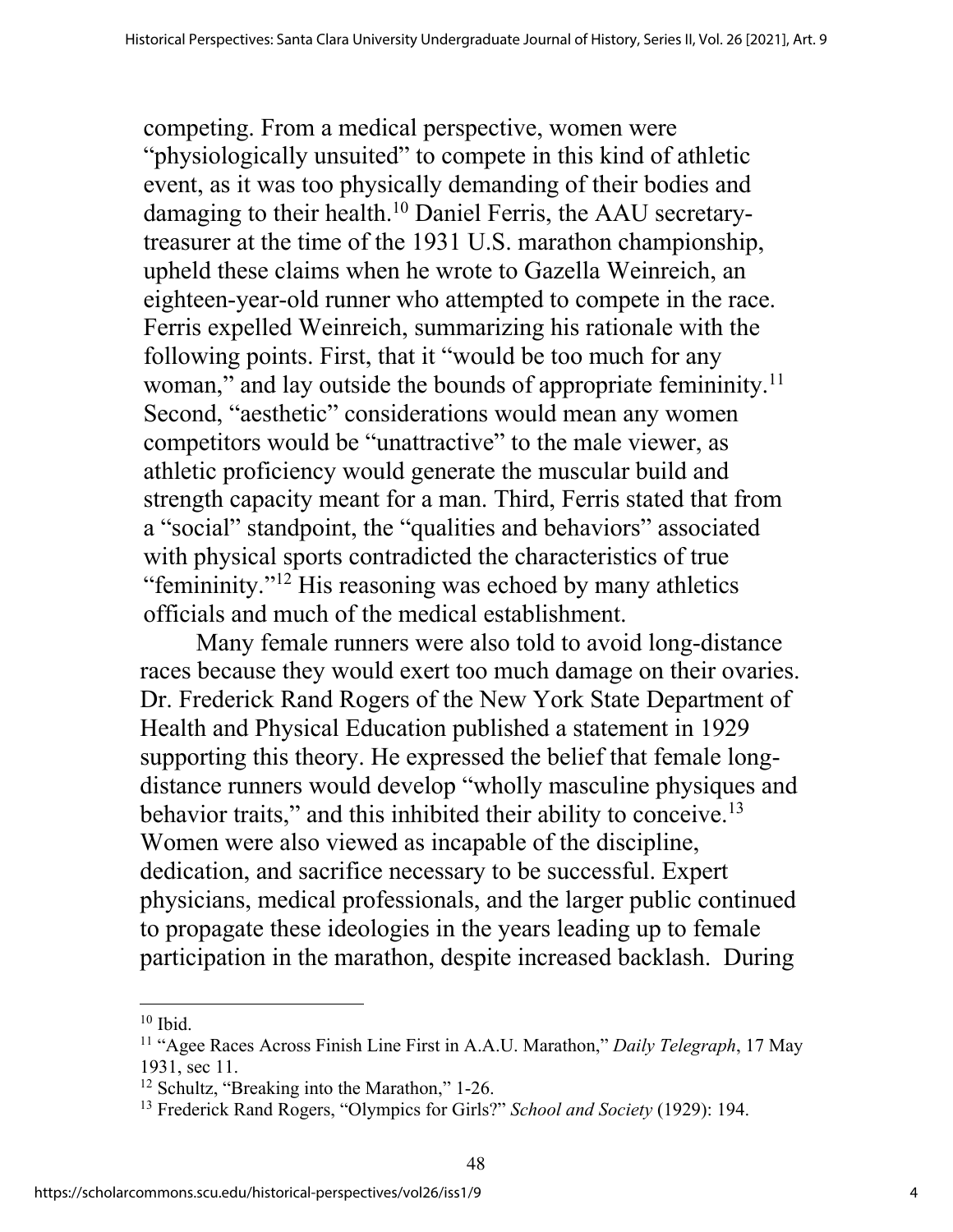competing. From a medical perspective, women were "physiologically unsuited" to compete in this kind of athletic event, as it was too physically demanding of their bodies and damaging to their health.[10] Daniel Ferris, the AAU secretary-treasurer at the time of the 1931 U.S. marathon championship, upheld these claims when he wrote to Gazella Weinreich, an eighteen-year-old runner who attempted to compete in the race. Ferris expelled Weinreich, summarizing his rationale with the following points. First, that it "would be too much for any woman," and lay outside the bounds of appropriate femininity.[11] Second, "aesthetic" considerations would mean any women competitors would be "unattractive" to the male viewer, as athletic proficiency would generate the muscular build and strength capacity meant for a man. Third, Ferris stated that from a "social" standpoint, the "qualities and behaviors" associated with physical sports contradicted the characteristics of true "femininity."[12] His reasoning was echoed by many athletics officials and much of the medical establishment.

Many female runners were also told to avoid long-distance races because they would exert too much damage on their ovaries. Dr. Frederick Rand Rogers of the New York State Department of Health and Physical Education published a statement in 1929 supporting this theory. He expressed the belief that female long-distance runners would develop "wholly masculine physiques and behavior traits," and this inhibited their ability to conceive.[13] Women were also viewed as incapable of the discipline, dedication, and sacrifice necessary to be successful. Expert physicians, medical professionals, and the larger public continued to propagate these ideologies in the years leading up to female participation in the marathon, despite increased backlash. During

---

[10] Ibid.

[11] "Agee Races Across Finish Line First in A.A.U. Marathon," *Daily Telegraph*, 17 May 1931, sec 11.

[12] Schultz, "Breaking into the Marathon," 1-26.

[13] Frederick Rand Rogers, "Olympics for Girls?" *School and Society* (1929): 194.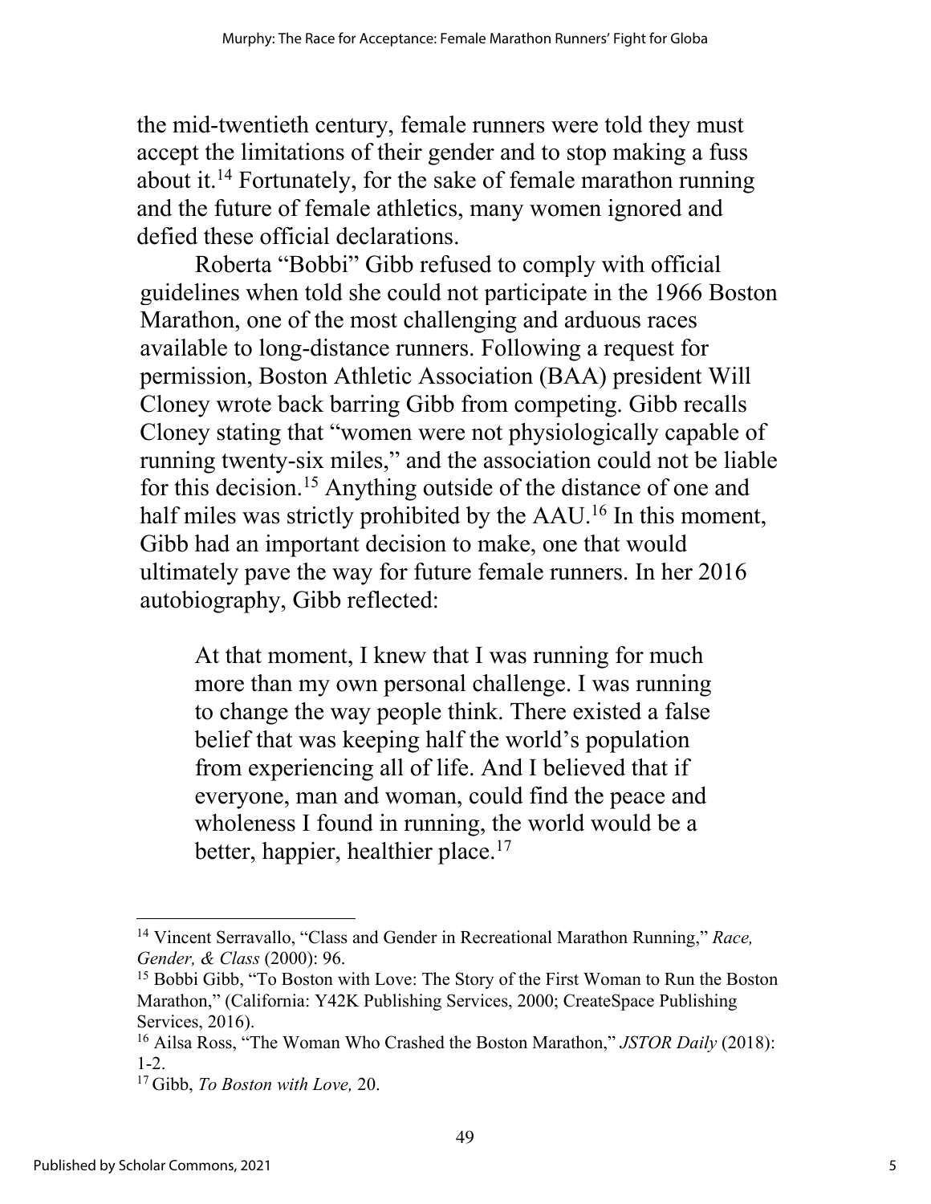the mid-twentieth century, female runners were told they must accept the limitations of their gender and to stop making a fuss about it.[14] Fortunately, for the sake of female marathon running and the future of female athletics, many women ignored and defied these official declarations.

Roberta "Bobbi" Gibb refused to comply with official guidelines when told she could not participate in the 1966 Boston Marathon, one of the most challenging and arduous races available to long-distance runners. Following a request for permission, Boston Athletic Association (BAA) president Will Cloney wrote back barring Gibb from competing. Gibb recalls Cloney stating that "women were not physiologically capable of running twenty-six miles," and the association could not be liable for this decision.[15] Anything outside of the distance of one and half miles was strictly prohibited by the AAU.[16] In this moment, Gibb had an important decision to make, one that would ultimately pave the way for future female runners. In her 2016 autobiography, Gibb reflected:

> At that moment, I knew that I was running for much more than my own personal challenge. I was running to change the way people think. There existed a false belief that was keeping half the world's population from experiencing all of life. And I believed that if everyone, man and woman, could find the peace and wholeness I found in running, the world would be a better, happier, healthier place.[17]

---

[14] Vincent Serravallo, "Class and Gender in Recreational Marathon Running," *Race, Gender, & Class* (2000): 96.

[15] Bobbi Gibb, "To Boston with Love: The Story of the First Woman to Run the Boston Marathon," (California: Y42K Publishing Services, 2000; CreateSpace Publishing Services, 2016).

[16] Ailsa Ross, "The Woman Who Crashed the Boston Marathon," *JSTOR Daily* (2018): 1-2.

[17] Gibb, *To Boston with Love,* 20.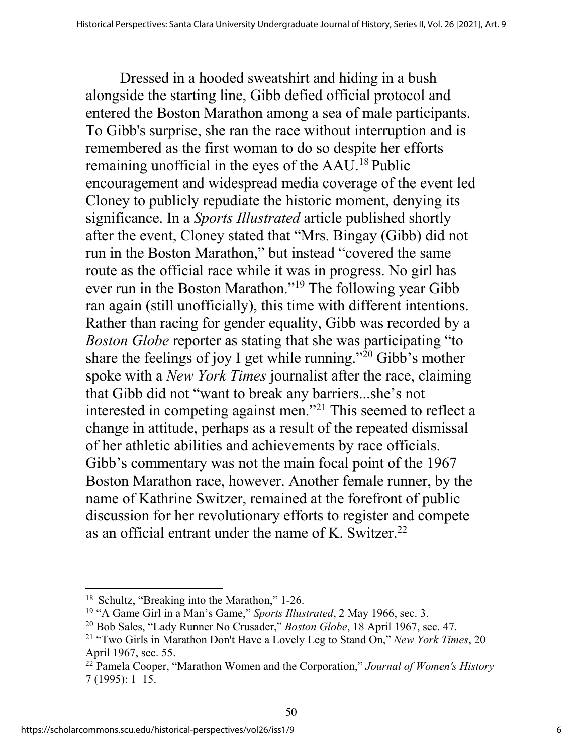Dressed in a hooded sweatshirt and hiding in a bush alongside the starting line, Gibb defied official protocol and entered the Boston Marathon among a sea of male participants. To Gibb's surprise, she ran the race without interruption and is remembered as the first woman to do so despite her efforts remaining unofficial in the eyes of the AAU.[18] Public encouragement and widespread media coverage of the event led Cloney to publicly repudiate the historic moment, denying its significance. In a *Sports Illustrated* article published shortly after the event, Cloney stated that "Mrs. Bingay (Gibb) did not run in the Boston Marathon," but instead "covered the same route as the official race while it was in progress. No girl has ever run in the Boston Marathon."[19] The following year Gibb ran again (still unofficially), this time with different intentions. Rather than racing for gender equality, Gibb was recorded by a *Boston Globe* reporter as stating that she was participating "to share the feelings of joy I get while running."[20] Gibb's mother spoke with a *New York Times* journalist after the race, claiming that Gibb did not "want to break any barriers...she's not interested in competing against men."[21] This seemed to reflect a change in attitude, perhaps as a result of the repeated dismissal of her athletic abilities and achievements by race officials. Gibb's commentary was not the main focal point of the 1967 Boston Marathon race, however. Another female runner, by the name of Kathrine Switzer, remained at the forefront of public discussion for her revolutionary efforts to register and compete as an official entrant under the name of K. Switzer.[22]

---

[18] Schultz, "Breaking into the Marathon," 1-26.

[19] "A Game Girl in a Man's Game," *Sports Illustrated*, 2 May 1966, sec. 3.

[20] Bob Sales, "Lady Runner No Crusader," *Boston Globe*, 18 April 1967, sec. 47.

[21] "Two Girls in Marathon Don't Have a Lovely Leg to Stand On," *New York Times*, 20 April 1967, sec. 55.

[22] Pamela Cooper, "Marathon Women and the Corporation," *Journal of Women's History* 7 (1995): 1–15.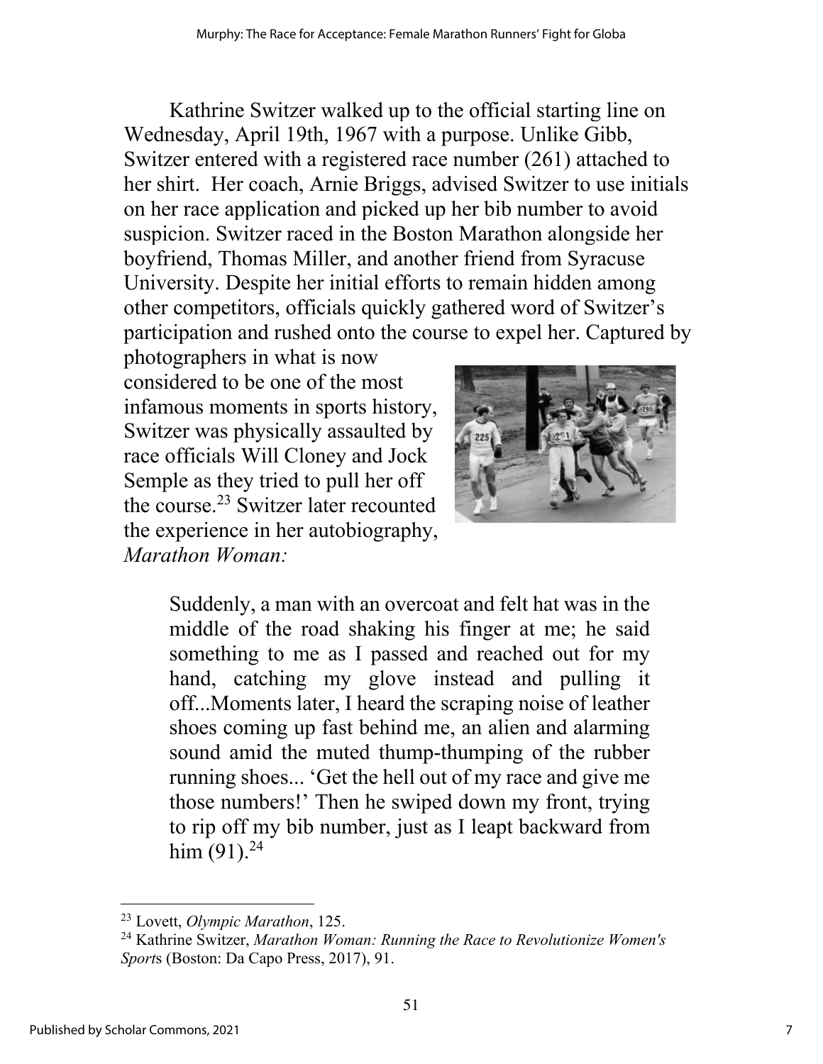Kathrine Switzer walked up to the official starting line on Wednesday, April 19th, 1967 with a purpose. Unlike Gibb, Switzer entered with a registered race number (261) attached to her shirt. Her coach, Arnie Briggs, advised Switzer to use initials on her race application and picked up her bib number to avoid suspicion. Switzer raced in the Boston Marathon alongside her boyfriend, Thomas Miller, and another friend from Syracuse University. Despite her initial efforts to remain hidden among other competitors, officials quickly gathered word of Switzer's participation and rushed onto the course to expel her. Captured by photographers in what is now considered to be one of the most infamous moments in sports history, Switzer was physically assaulted by race officials Will Cloney and Jock Semple as they tried to pull her off the course.[23] Switzer later recounted the experience in her autobiography, *Marathon Woman:*

> Suddenly, a man with an overcoat and felt hat was in the middle of the road shaking his finger at me; he said something to me as I passed and reached out for my hand, catching my glove instead and pulling it off...Moments later, I heard the scraping noise of leather shoes coming up fast behind me, an alien and alarming sound amid the muted thump-thumping of the rubber running shoes... 'Get the hell out of my race and give me those numbers!' Then he swiped down my front, trying to rip off my bib number, just as I leapt backward from him (91).[24]

---

[23] Lovett, *Olympic Marathon*, 125.

[24] Kathrine Switzer, *Marathon Woman: Running the Race to Revolutionize Women's Sports* (Boston: Da Capo Press, 2017), 91.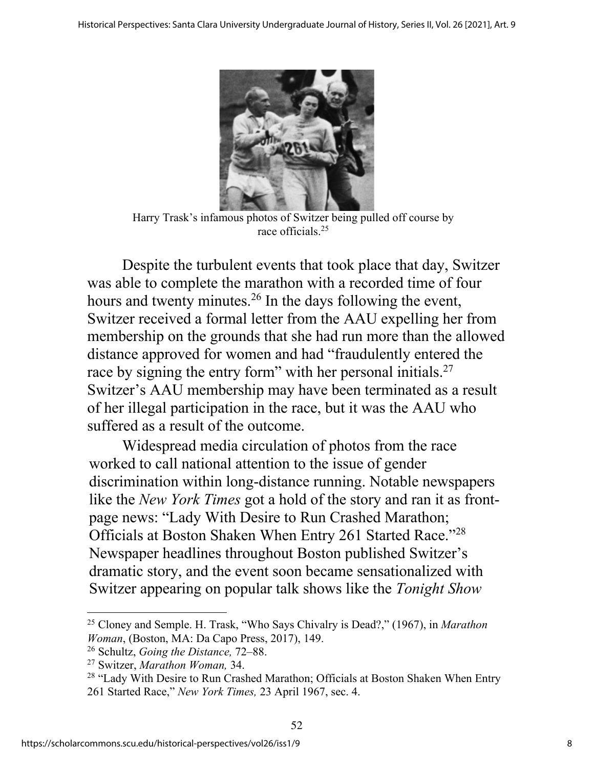Harry Trask's infamous photos of Switzer being pulled off course by race officials.[25]

Despite the turbulent events that took place that day, Switzer was able to complete the marathon with a recorded time of four hours and twenty minutes.[26] In the days following the event, Switzer received a formal letter from the AAU expelling her from membership on the grounds that she had run more than the allowed distance approved for women and had "fraudulently entered the race by signing the entry form" with her personal initials.[27] Switzer's AAU membership may have been terminated as a result of her illegal participation in the race, but it was the AAU who suffered as a result of the outcome.

Widespread media circulation of photos from the race worked to call national attention to the issue of gender discrimination within long-distance running. Notable newspapers like the *New York Times* got a hold of the story and ran it as front-page news: "Lady With Desire to Run Crashed Marathon; Officials at Boston Shaken When Entry 261 Started Race."[28] Newspaper headlines throughout Boston published Switzer's dramatic story, and the event soon became sensationalized with Switzer appearing on popular talk shows like the *Tonight Show*

---

[25] Cloney and Semple. H. Trask, "Who Says Chivalry is Dead?," (1967), in *Marathon Woman*, (Boston, MA: Da Capo Press, 2017), 149.

[26] Schultz, *Going the Distance,* 72–88.

[27] Switzer, *Marathon Woman,* 34.

[28] "Lady With Desire to Run Crashed Marathon; Officials at Boston Shaken When Entry 261 Started Race," *New York Times,* 23 April 1967, sec. 4.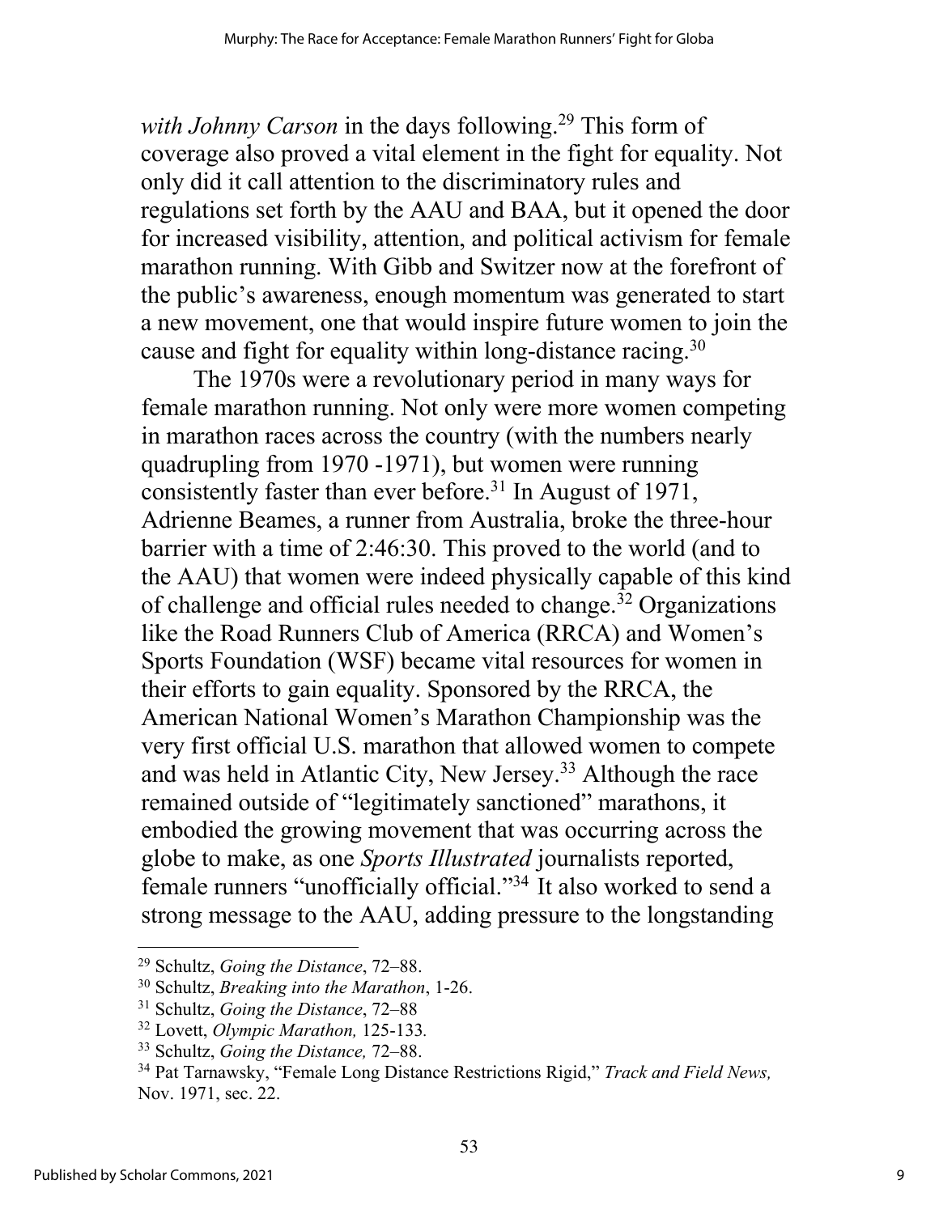*with Johnny Carson* in the days following.[29] This form of coverage also proved a vital element in the fight for equality. Not only did it call attention to the discriminatory rules and regulations set forth by the AAU and BAA, but it opened the door for increased visibility, attention, and political activism for female marathon running. With Gibb and Switzer now at the forefront of the public's awareness, enough momentum was generated to start a new movement, one that would inspire future women to join the cause and fight for equality within long-distance racing.[30]

The 1970s were a revolutionary period in many ways for female marathon running. Not only were more women competing in marathon races across the country (with the numbers nearly quadrupling from 1970 -1971), but women were running consistently faster than ever before.[31] In August of 1971, Adrienne Beames, a runner from Australia, broke the three-hour barrier with a time of 2:46:30. This proved to the world (and to the AAU) that women were indeed physically capable of this kind of challenge and official rules needed to change.[32] Organizations like the Road Runners Club of America (RRCA) and Women's Sports Foundation (WSF) became vital resources for women in their efforts to gain equality. Sponsored by the RRCA, the American National Women's Marathon Championship was the very first official U.S. marathon that allowed women to compete and was held in Atlantic City, New Jersey.[33] Although the race remained outside of "legitimately sanctioned" marathons, it embodied the growing movement that was occurring across the globe to make, as one *Sports Illustrated* journalists reported, female runners "unofficially official."[34] It also worked to send a strong message to the AAU, adding pressure to the longstanding

---

[29] Schultz, *Going the Distance*, 72–88.

[30] Schultz, *Breaking into the Marathon*, 1-26.

[31] Schultz, *Going the Distance*, 72–88

[32] Lovett, *Olympic Marathon,* 125-133.

[33] Schultz, *Going the Distance,* 72–88.

[34] Pat Tarnawsky, "Female Long Distance Restrictions Rigid," *Track and Field News,* Nov. 1971, sec. 22.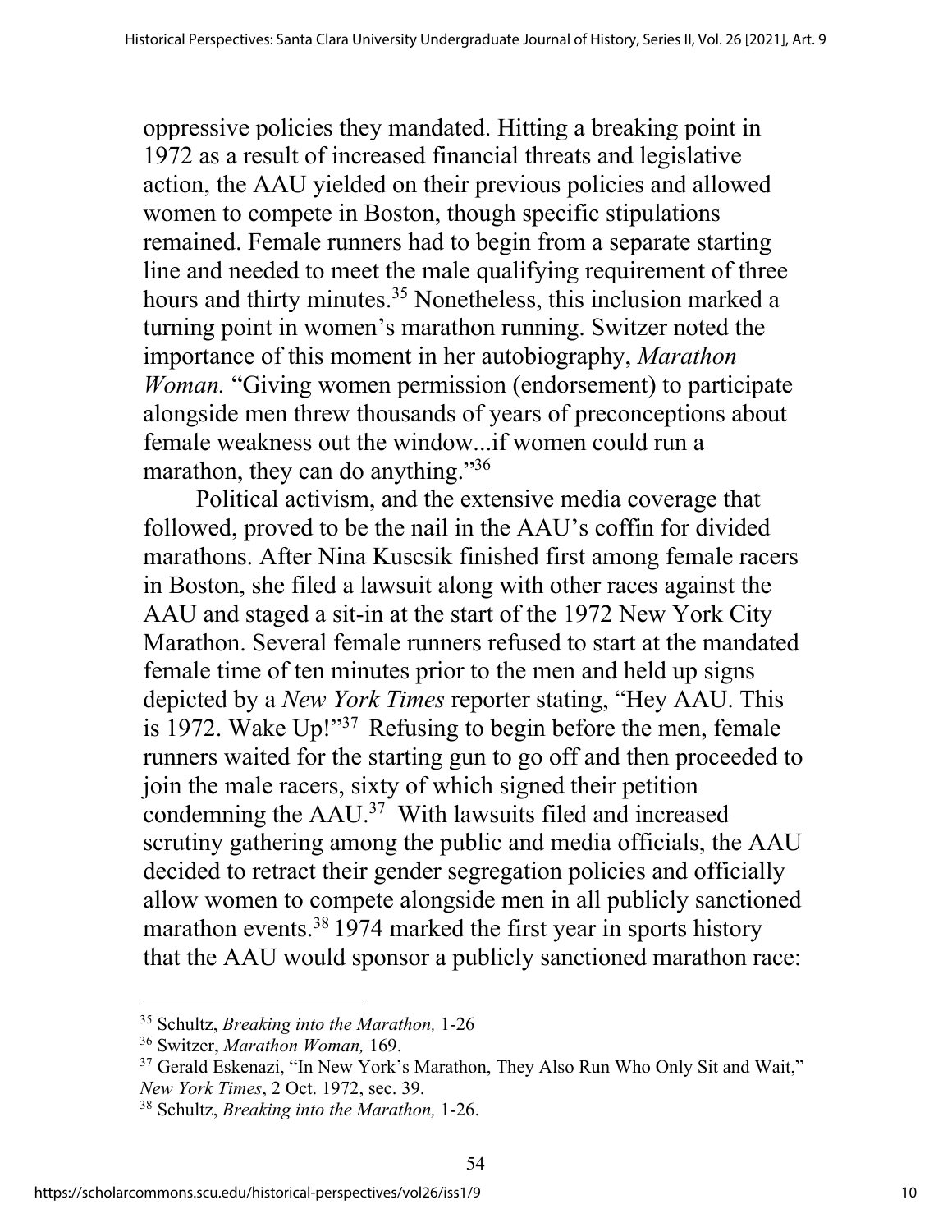oppressive policies they mandated. Hitting a breaking point in 1972 as a result of increased financial threats and legislative action, the AAU yielded on their previous policies and allowed women to compete in Boston, though specific stipulations remained. Female runners had to begin from a separate starting line and needed to meet the male qualifying requirement of three hours and thirty minutes.[35] Nonetheless, this inclusion marked a turning point in women's marathon running. Switzer noted the importance of this moment in her autobiography, *Marathon Woman.* "Giving women permission (endorsement) to participate alongside men threw thousands of years of preconceptions about female weakness out the window...if women could run a marathon, they can do anything."[36]

Political activism, and the extensive media coverage that followed, proved to be the nail in the AAU's coffin for divided marathons. After Nina Kuscsik finished first among female racers in Boston, she filed a lawsuit along with other races against the AAU and staged a sit-in at the start of the 1972 New York City Marathon. Several female runners refused to start at the mandated female time of ten minutes prior to the men and held up signs depicted by a *New York Times* reporter stating, "Hey AAU. This is 1972. Wake Up!"[37] Refusing to begin before the men, female runners waited for the starting gun to go off and then proceeded to join the male racers, sixty of which signed their petition condemning the AAU.[37] With lawsuits filed and increased scrutiny gathering among the public and media officials, the AAU decided to retract their gender segregation policies and officially allow women to compete alongside men in all publicly sanctioned marathon events.[38] 1974 marked the first year in sports history that the AAU would sponsor a publicly sanctioned marathon race:

---

[35] Schultz, *Breaking into the Marathon,* 1-26

[36] Switzer, *Marathon Woman,* 169.

[37] Gerald Eskenazi, "In New York's Marathon, They Also Run Who Only Sit and Wait," *New York Times*, 2 Oct. 1972, sec. 39.

[38] Schultz, *Breaking into the Marathon,* 1-26.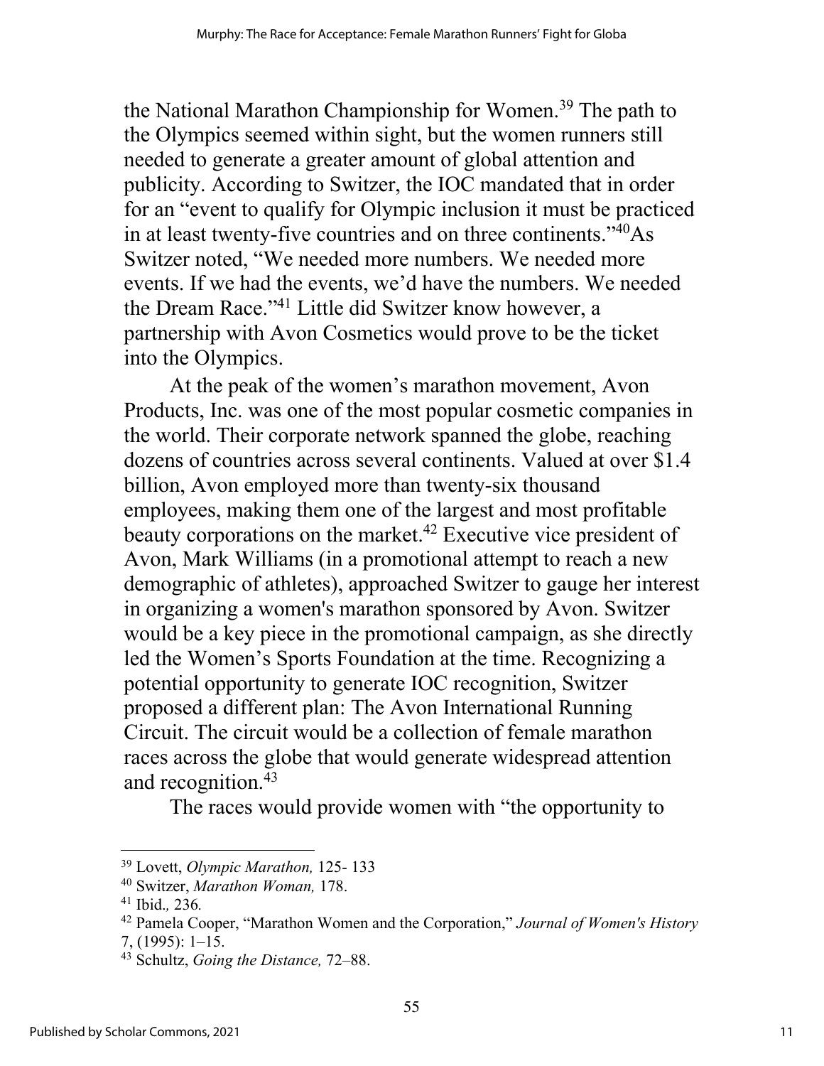the National Marathon Championship for Women.[39] The path to the Olympics seemed within sight, but the women runners still needed to generate a greater amount of global attention and publicity. According to Switzer, the IOC mandated that in order for an "event to qualify for Olympic inclusion it must be practiced in at least twenty-five countries and on three continents."[40]As Switzer noted, "We needed more numbers. We needed more events. If we had the events, we'd have the numbers. We needed the Dream Race."[41] Little did Switzer know however, a partnership with Avon Cosmetics would prove to be the ticket into the Olympics.

At the peak of the women's marathon movement, Avon Products, Inc. was one of the most popular cosmetic companies in the world. Their corporate network spanned the globe, reaching dozens of countries across several continents. Valued at over $1.4 billion, Avon employed more than twenty-six thousand employees, making them one of the largest and most profitable beauty corporations on the market.[42] Executive vice president of Avon, Mark Williams (in a promotional attempt to reach a new demographic of athletes), approached Switzer to gauge her interest in organizing a women's marathon sponsored by Avon. Switzer would be a key piece in the promotional campaign, as she directly led the Women's Sports Foundation at the time. Recognizing a potential opportunity to generate IOC recognition, Switzer proposed a different plan: The Avon International Running Circuit. The circuit would be a collection of female marathon races across the globe that would generate widespread attention and recognition.[43]

The races would provide women with "the opportunity to

---

[39] Lovett, *Olympic Marathon,* 125- 133

[40] Switzer, *Marathon Woman,* 178.

[41] Ibid.*,* 236*.*

[42] Pamela Cooper, "Marathon Women and the Corporation," *Journal of Women's History* 7, (1995): 1–15.

[43] Schultz, *Going the Distance,* 72–88.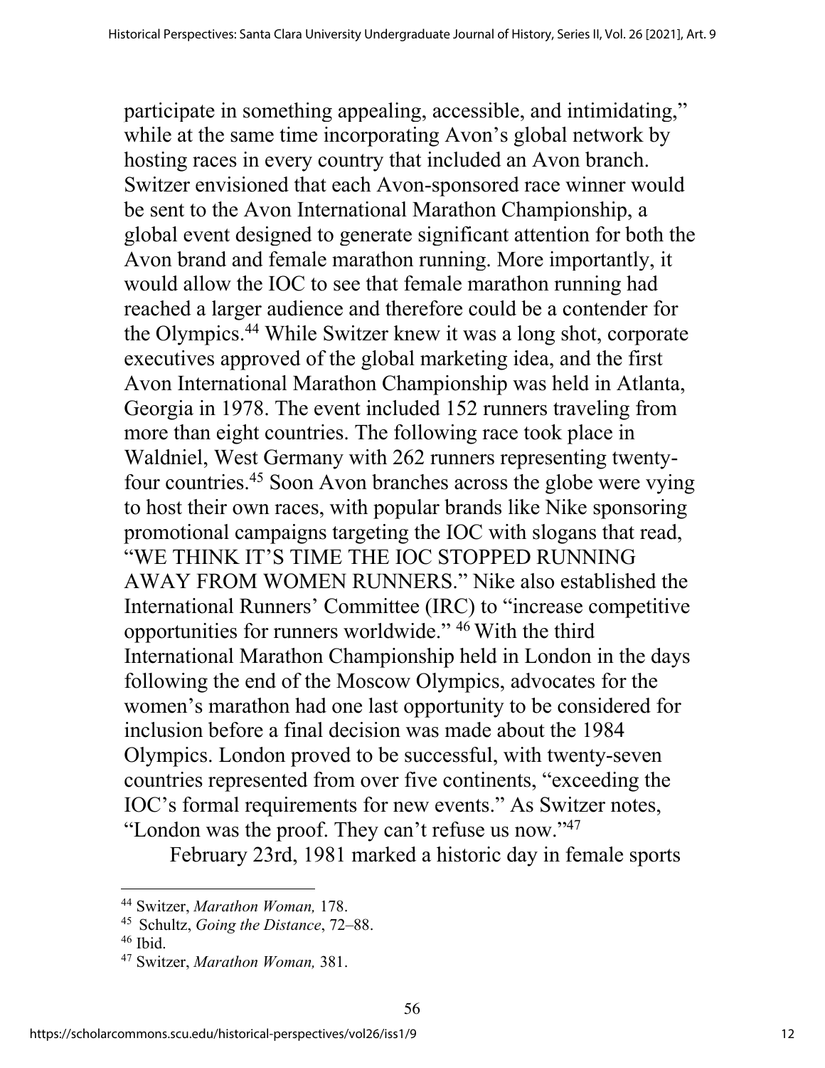participate in something appealing, accessible, and intimidating," while at the same time incorporating Avon's global network by hosting races in every country that included an Avon branch. Switzer envisioned that each Avon-sponsored race winner would be sent to the Avon International Marathon Championship, a global event designed to generate significant attention for both the Avon brand and female marathon running. More importantly, it would allow the IOC to see that female marathon running had reached a larger audience and therefore could be a contender for the Olympics.[44] While Switzer knew it was a long shot, corporate executives approved of the global marketing idea, and the first Avon International Marathon Championship was held in Atlanta, Georgia in 1978. The event included 152 runners traveling from more than eight countries. The following race took place in Waldniel, West Germany with 262 runners representing twenty-four countries.[45] Soon Avon branches across the globe were vying to host their own races, with popular brands like Nike sponsoring promotional campaigns targeting the IOC with slogans that read, "WE THINK IT'S TIME THE IOC STOPPED RUNNING AWAY FROM WOMEN RUNNERS." Nike also established the International Runners' Committee (IRC) to "increase competitive opportunities for runners worldwide." [46] With the third International Marathon Championship held in London in the days following the end of the Moscow Olympics, advocates for the women's marathon had one last opportunity to be considered for inclusion before a final decision was made about the 1984 Olympics. London proved to be successful, with twenty-seven countries represented from over five continents, "exceeding the IOC's formal requirements for new events." As Switzer notes, "London was the proof. They can't refuse us now."[47]

February 23rd, 1981 marked a historic day in female sports

---

[44] Switzer, *Marathon Woman,* 178.

[45] Schultz, *Going the Distance*, 72–88.

[46] Ibid.

[47] Switzer, *Marathon Woman,* 381.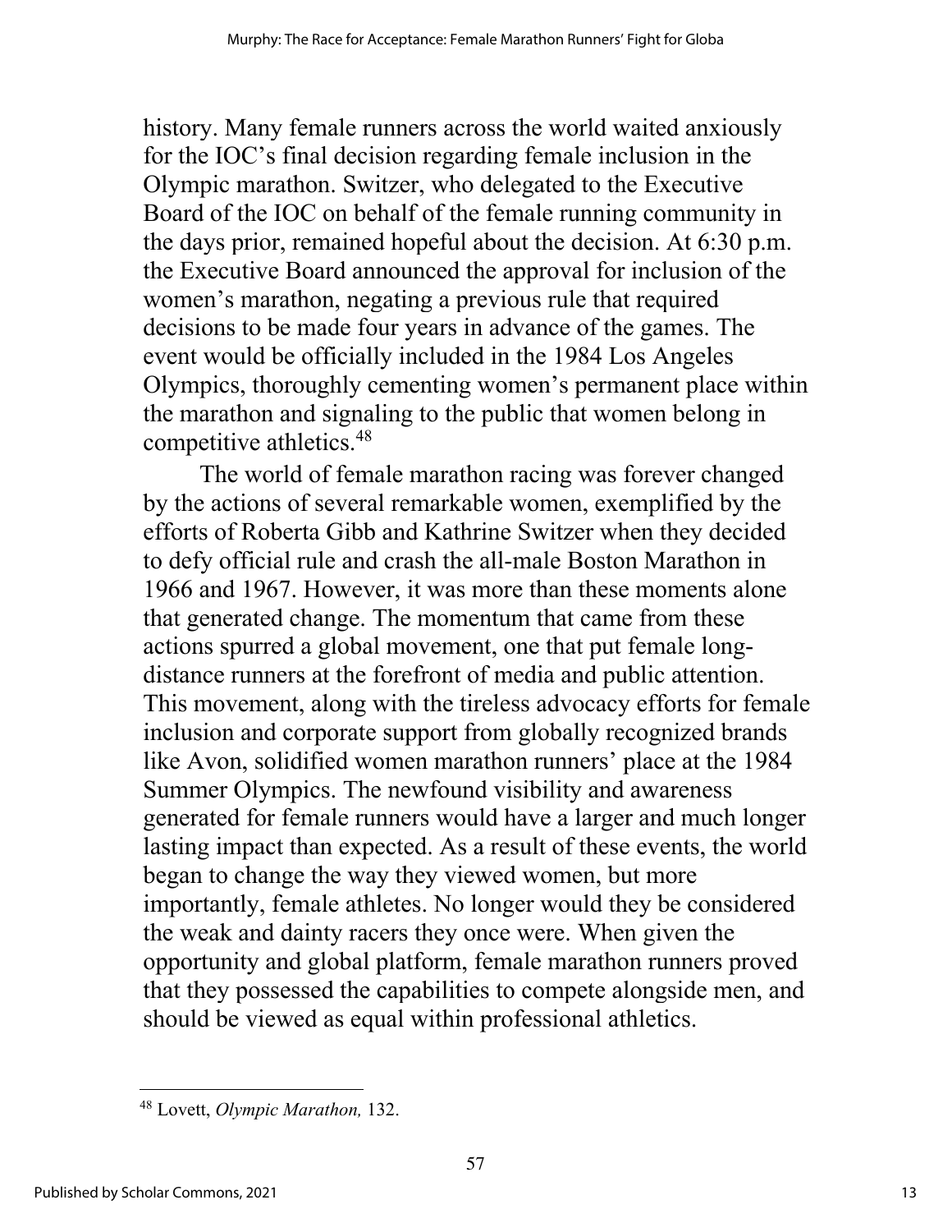history. Many female runners across the world waited anxiously for the IOC's final decision regarding female inclusion in the Olympic marathon. Switzer, who delegated to the Executive Board of the IOC on behalf of the female running community in the days prior, remained hopeful about the decision. At 6:30 p.m. the Executive Board announced the approval for inclusion of the women's marathon, negating a previous rule that required decisions to be made four years in advance of the games. The event would be officially included in the 1984 Los Angeles Olympics, thoroughly cementing women's permanent place within the marathon and signaling to the public that women belong in competitive athletics.[48]

The world of female marathon racing was forever changed by the actions of several remarkable women, exemplified by the efforts of Roberta Gibb and Kathrine Switzer when they decided to defy official rule and crash the all-male Boston Marathon in 1966 and 1967. However, it was more than these moments alone that generated change. The momentum that came from these actions spurred a global movement, one that put female long-distance runners at the forefront of media and public attention. This movement, along with the tireless advocacy efforts for female inclusion and corporate support from globally recognized brands like Avon, solidified women marathon runners' place at the 1984 Summer Olympics. The newfound visibility and awareness generated for female runners would have a larger and much longer lasting impact than expected. As a result of these events, the world began to change the way they viewed women, but more importantly, female athletes. No longer would they be considered the weak and dainty racers they once were. When given the opportunity and global platform, female marathon runners proved that they possessed the capabilities to compete alongside men, and should be viewed as equal within professional athletics.

---

[48] Lovett, *Olympic Marathon,* 132.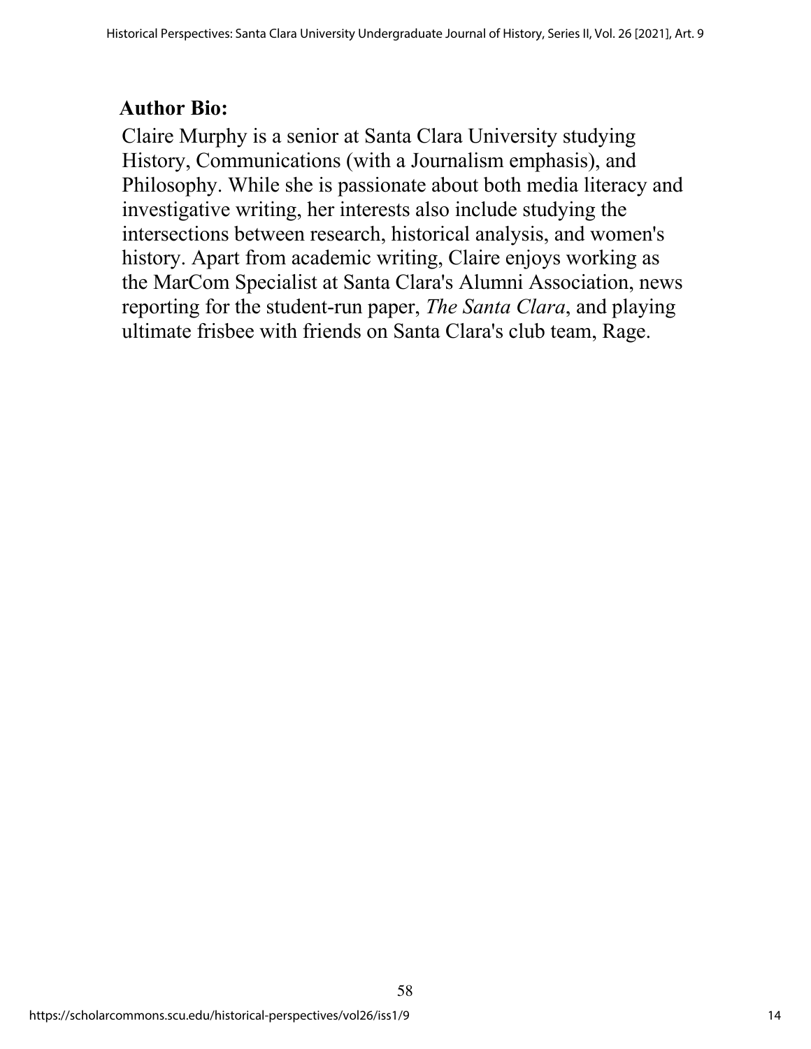**Author Bio:**

Claire Murphy is a senior at Santa Clara University studying History, Communications (with a Journalism emphasis), and Philosophy. While she is passionate about both media literacy and investigative writing, her interests also include studying the intersections between research, historical analysis, and women's history. Apart from academic writing, Claire enjoys working as the MarCom Specialist at Santa Clara's Alumni Association, news reporting for the student-run paper, *The Santa Clara*, and playing ultimate frisbee with friends on Santa Clara's club team, Rage.